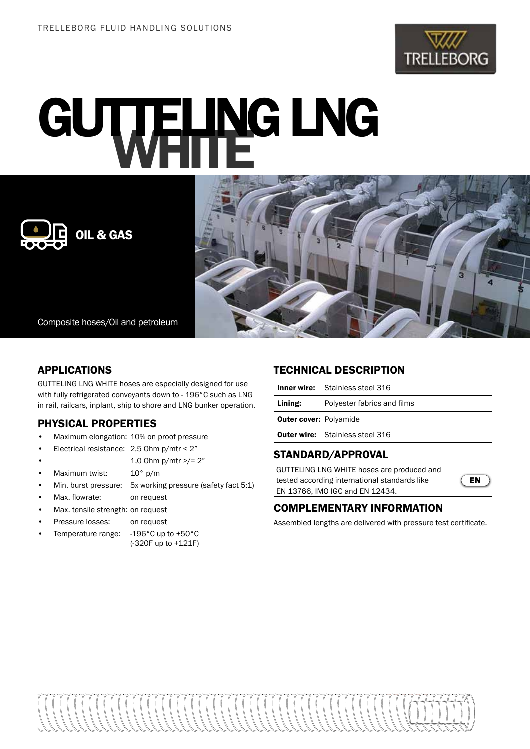TRELLEBORG FLUID HANDLING SOLUTIONS

# GUTTELING LNG WHITE

OIL & GAS

Composite hoses/Oil and petroleum

## APPLICATIONS

GUTTELING LNG WHITE hoses are especially designed for use with fully refrigerated conveyants down to - 196°C such as LNG in rail, railcars, inplant, ship to shore and LNG bunker operation.

## PHYSICAL PROPERTIES

- Maximum elongation: 10% on proof pressure
- Electrical resistance: 2,5 Ohm p/mtr < 2”
- 1,0 Ohm p/mtr >/= 2”
- Maximum twist: 10° p/m
- Min. burst pressure: 5x working pressure (safety fact 5:1)
- Max. flowrate: on request
- Max. tensile strength: on request
- Pressure losses: on request
- Temperature range: -196°C up to +50°C (-320F up to +121F)

## TECHNICAL DESCRIPTION

| | |
|---|---|
| **Inner wire:** | Stainless steel 316 |
| **Lining:** | Polyester fabrics and films |
| **Outer cover:** | Polyamide |
| **Outer wire:** | Stainless steel 316 |

## STANDARD/APPROVAL

GUTTELING LNG WHITE hoses are produced and tested according international standards like EN 13766, IMO IGC and EN 12434.

EN

## COMPLEMENTARY INFORMATION

Assembled lengths are delivered with pressure test certificate.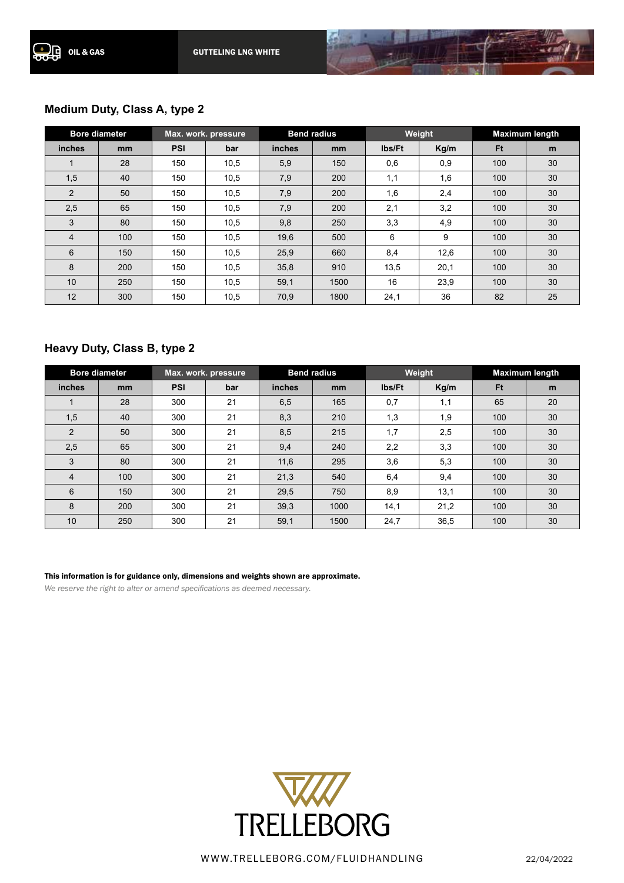## Medium Duty, Class A, type 2

| Bore diameter | | Max. work. pressure | | Bend radius | | Weight | | Maximum length | |
|---|---|---|---|---|---|---|---|---|---|
| inches | mm | PSI | bar | inches | mm | lbs/Ft | Kg/m | Ft | m |
| 1 | 28 | 150 | 10,5 | 5,9 | 150 | 0,6 | 0,9 | 100 | 30 |
| 1,5 | 40 | 150 | 10,5 | 7,9 | 200 | 1,1 | 1,6 | 100 | 30 |
| 2 | 50 | 150 | 10,5 | 7,9 | 200 | 1,6 | 2,4 | 100 | 30 |
| 2,5 | 65 | 150 | 10,5 | 7,9 | 200 | 2,1 | 3,2 | 100 | 30 |
| 3 | 80 | 150 | 10,5 | 9,8 | 250 | 3,3 | 4,9 | 100 | 30 |
| 4 | 100 | 150 | 10,5 | 19,6 | 500 | 6 | 9 | 100 | 30 |
| 6 | 150 | 150 | 10,5 | 25,9 | 660 | 8,4 | 12,6 | 100 | 30 |
| 8 | 200 | 150 | 10,5 | 35,8 | 910 | 13,5 | 20,1 | 100 | 30 |
| 10 | 250 | 150 | 10,5 | 59,1 | 1500 | 16 | 23,9 | 100 | 30 |
| 12 | 300 | 150 | 10,5 | 70,9 | 1800 | 24,1 | 36 | 82 | 25 |

## Heavy Duty, Class B, type 2

| Bore diameter | | Max. work. pressure | | Bend radius | | Weight | | Maximum length | |
|---|---|---|---|---|---|---|---|---|---|
| inches | mm | PSI | bar | inches | mm | lbs/Ft | Kg/m | Ft | m |
| 1 | 28 | 300 | 21 | 6,5 | 165 | 0,7 | 1,1 | 65 | 20 |
| 1,5 | 40 | 300 | 21 | 8,3 | 210 | 1,3 | 1,9 | 100 | 30 |
| 2 | 50 | 300 | 21 | 8,5 | 215 | 1,7 | 2,5 | 100 | 30 |
| 2,5 | 65 | 300 | 21 | 9,4 | 240 | 2,2 | 3,3 | 100 | 30 |
| 3 | 80 | 300 | 21 | 11,6 | 295 | 3,6 | 5,3 | 100 | 30 |
| 4 | 100 | 300 | 21 | 21,3 | 540 | 6,4 | 9,4 | 100 | 30 |
| 6 | 150 | 300 | 21 | 29,5 | 750 | 8,9 | 13,1 | 100 | 30 |
| 8 | 200 | 300 | 21 | 39,3 | 1000 | 14,1 | 21,2 | 100 | 30 |
| 10 | 250 | 300 | 21 | 59,1 | 1500 | 24,7 | 36,5 | 100 | 30 |

**This information is for guidance only, dimensions and weights shown are approximate.**

*We reserve the right to alter or amend specifications as deemed necessary.*

TRELLEBORG

WWW.TRELLEBORG.COM/FLUIDHANDLING

22/04/2022